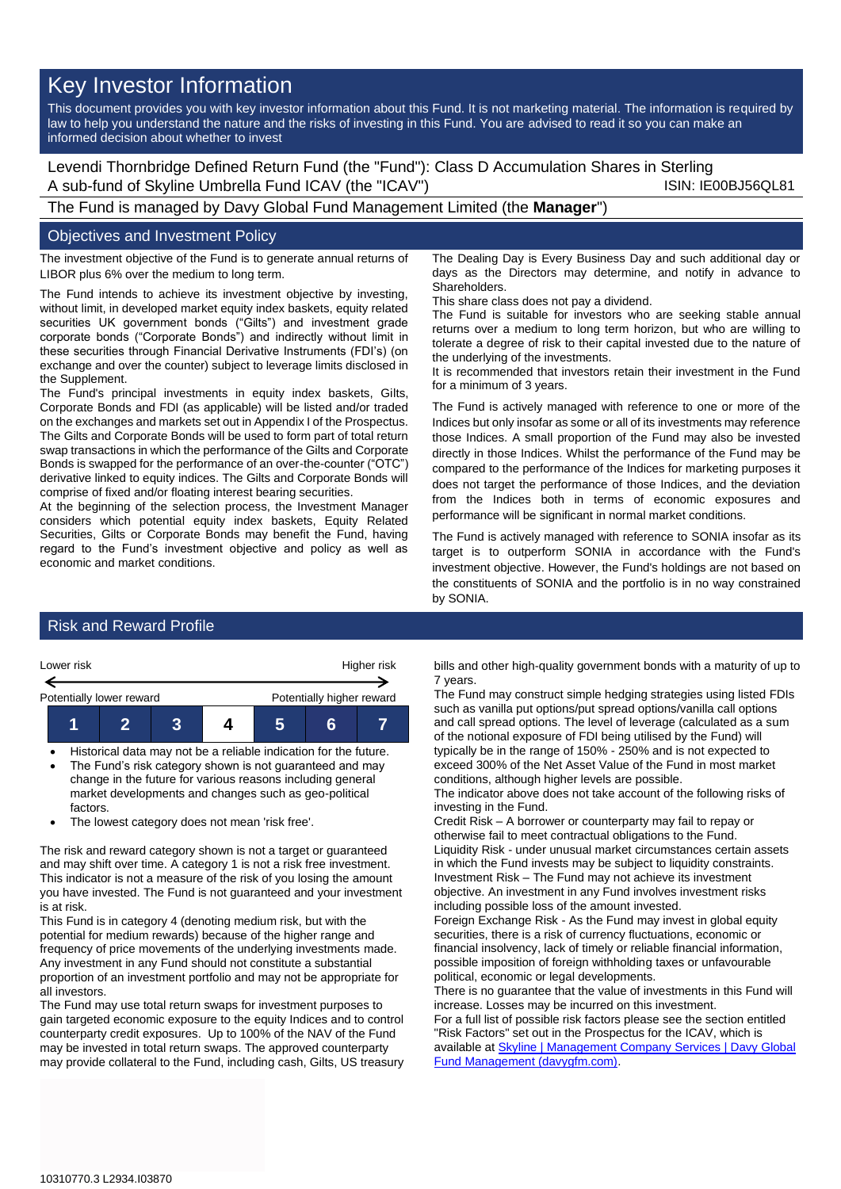# Key Investor Information

This document provides you with key investor information about this Fund. It is not marketing material. The information is required by law to help you understand the nature and the risks of investing in this Fund. You are advised to read it so you can make an informed decision about whether to invest

Levendi Thornbridge Defined Return Fund (the "Fund"): Class D Accumulation Shares in Sterling
A sub-fund of Skyline Umbrella Fund ICAV (the "ICAV") ISIN: IE00BJ56QL81

The Fund is managed by Davy Global Fund Management Limited (the **Manager**")

## Objectives and Investment Policy

The investment objective of the Fund is to generate annual returns of LIBOR plus 6% over the medium to long term.

The Fund intends to achieve its investment objective by investing, without limit, in developed market equity index baskets, equity related securities UK government bonds ("Gilts") and investment grade corporate bonds ("Corporate Bonds") and indirectly without limit in these securities through Financial Derivative Instruments (FDI's) (on exchange and over the counter) subject to leverage limits disclosed in the Supplement.

The Fund's principal investments in equity index baskets, Gilts, Corporate Bonds and FDI (as applicable) will be listed and/or traded on the exchanges and markets set out in Appendix I of the Prospectus. The Gilts and Corporate Bonds will be used to form part of total return swap transactions in which the performance of the Gilts and Corporate Bonds is swapped for the performance of an over-the-counter ("OTC") derivative linked to equity indices. The Gilts and Corporate Bonds will comprise of fixed and/or floating interest bearing securities.

At the beginning of the selection process, the Investment Manager considers which potential equity index baskets, Equity Related Securities, Gilts or Corporate Bonds may benefit the Fund, having regard to the Fund's investment objective and policy as well as economic and market conditions.

The Dealing Day is Every Business Day and such additional day or days as the Directors may determine, and notify in advance to Shareholders.

This share class does not pay a dividend.

The Fund is suitable for investors who are seeking stable annual returns over a medium to long term horizon, but who are willing to tolerate a degree of risk to their capital invested due to the nature of the underlying of the investments.

It is recommended that investors retain their investment in the Fund for a minimum of 3 years.

The Fund is actively managed with reference to one or more of the Indices but only insofar as some or all of its investments may reference those Indices. A small proportion of the Fund may also be invested directly in those Indices. Whilst the performance of the Fund may be compared to the performance of the Indices for marketing purposes it does not target the performance of those Indices, and the deviation from the Indices both in terms of economic exposures and performance will be significant in normal market conditions.

The Fund is actively managed with reference to SONIA insofar as its target is to outperform SONIA in accordance with the Fund's investment objective. However, the Fund's holdings are not based on the constituents of SONIA and the portfolio is in no way constrained by SONIA.

## Risk and Reward Profile

Lower risk — Higher risk

Potentially lower reward — Potentially higher reward

| 1 | 2 | 3 | **4** | 5 | 6 | 7 |
|---|---|---|---|---|---|---|

- Historical data may not be a reliable indication for the future.
- The Fund's risk category shown is not guaranteed and may change in the future for various reasons including general market developments and changes such as geo-political factors.
- The lowest category does not mean 'risk free'.

The risk and reward category shown is not a target or guaranteed and may shift over time. A category 1 is not a risk free investment. This indicator is not a measure of the risk of you losing the amount you have invested. The Fund is not guaranteed and your investment is at risk.

This Fund is in category 4 (denoting medium risk, but with the potential for medium rewards) because of the higher range and frequency of price movements of the underlying investments made. Any investment in any Fund should not constitute a substantial proportion of an investment portfolio and may not be appropriate for all investors.

The Fund may use total return swaps for investment purposes to gain targeted economic exposure to the equity Indices and to control counterparty credit exposures. Up to 100% of the NAV of the Fund may be invested in total return swaps. The approved counterparty may provide collateral to the Fund, including cash, Gilts, US treasury bills and other high-quality government bonds with a maturity of up to 7 years.

The Fund may construct simple hedging strategies using listed FDIs such as vanilla put options/put spread options/vanilla call options and call spread options. The level of leverage (calculated as a sum of the notional exposure of FDI being utilised by the Fund) will typically be in the range of 150% - 250% and is not expected to exceed 300% of the Net Asset Value of the Fund in most market conditions, although higher levels are possible.

The indicator above does not take account of the following risks of investing in the Fund.

Credit Risk – A borrower or counterparty may fail to repay or otherwise fail to meet contractual obligations to the Fund.

Liquidity Risk - under unusual market circumstances certain assets in which the Fund invests may be subject to liquidity constraints.

Investment Risk – The Fund may not achieve its investment objective. An investment in any Fund involves investment risks including possible loss of the amount invested.

Foreign Exchange Risk - As the Fund may invest in global equity securities, there is a risk of currency fluctuations, economic or financial insolvency, lack of timely or reliable financial information, possible imposition of foreign withholding taxes or unfavourable political, economic or legal developments.

There is no guarantee that the value of investments in this Fund will increase. Losses may be incurred on this investment.

For a full list of possible risk factors please see the section entitled "Risk Factors" set out in the Prospectus for the ICAV, which is available at [Skyline | Management Company Services | Davy Global Fund Management (davygfm.com)](davygfm.com).

10310770.3 L2934.I03870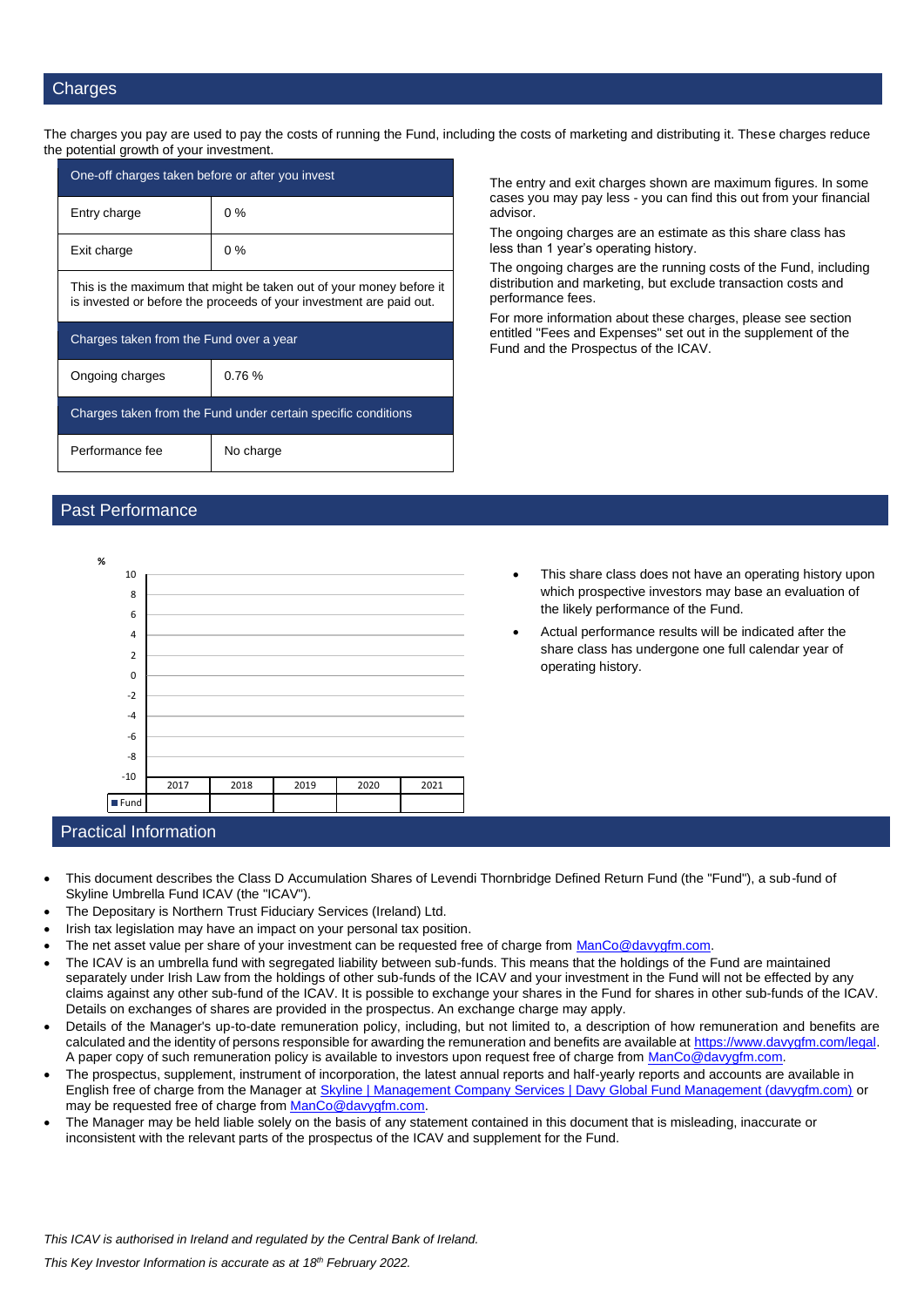## Charges

The charges you pay are used to pay the costs of running the Fund, including the costs of marketing and distributing it. These charges reduce the potential growth of your investment.

| One-off charges taken before or after you invest | |
|---|---|
| Entry charge | 0 % |
| Exit charge | 0 % |
| This is the maximum that might be taken out of your money before it is invested or before the proceeds of your investment are paid out. | |
| **Charges taken from the Fund over a year** | |
| Ongoing charges | 0.76 % |
| **Charges taken from the Fund under certain specific conditions** | |
| Performance fee | No charge |

The entry and exit charges shown are maximum figures. In some cases you may pay less - you can find this out from your financial advisor.

The ongoing charges are an estimate as this share class has less than 1 year's operating history.

The ongoing charges are the running costs of the Fund, including distribution and marketing, but exclude transaction costs and performance fees.

For more information about these charges, please see section entitled "Fees and Expenses" set out in the supplement of the Fund and the Prospectus of the ICAV.

## Past Performance

%

10
8
6
4
2
0
-2
-4
-6
-8
-10

2017 2018 2019 2020 2021

Fund

- This share class does not have an operating history upon which prospective investors may base an evaluation of the likely performance of the Fund.
- Actual performance results will be indicated after the share class has undergone one full calendar year of operating history.

## Practical Information

- This document describes the Class D Accumulation Shares of Levendi Thornbridge Defined Return Fund (the "Fund"), a sub-fund of Skyline Umbrella Fund ICAV (the "ICAV").
- The Depositary is Northern Trust Fiduciary Services (Ireland) Ltd.
- Irish tax legislation may have an impact on your personal tax position.
- The net asset value per share of your investment can be requested free of charge from ManCo@davygfm.com.
- The ICAV is an umbrella fund with segregated liability between sub-funds. This means that the holdings of the Fund are maintained separately under Irish Law from the holdings of other sub-funds of the ICAV and your investment in the Fund will not be effected by any claims against any other sub-fund of the ICAV. It is possible to exchange your shares in the Fund for shares in other sub-funds of the ICAV. Details on exchanges of shares are provided in the prospectus. An exchange charge may apply.
- Details of the Manager's up-to-date remuneration policy, including, but not limited to, a description of how remuneration and benefits are calculated and the identity of persons responsible for awarding the remuneration and benefits are available at https://www.davygfm.com/legal. A paper copy of such remuneration policy is available to investors upon request free of charge from ManCo@davygfm.com.
- The prospectus, supplement, instrument of incorporation, the latest annual reports and half-yearly reports and accounts are available in English free of charge from the Manager at Skyline | Management Company Services | Davy Global Fund Management (davygfm.com) or may be requested free of charge from ManCo@davygfm.com.
- The Manager may be held liable solely on the basis of any statement contained in this document that is misleading, inaccurate or inconsistent with the relevant parts of the prospectus of the ICAV and supplement for the Fund.

*This ICAV is authorised in Ireland and regulated by the Central Bank of Ireland.*

*This Key Investor Information is accurate as at 18th February 2022.*